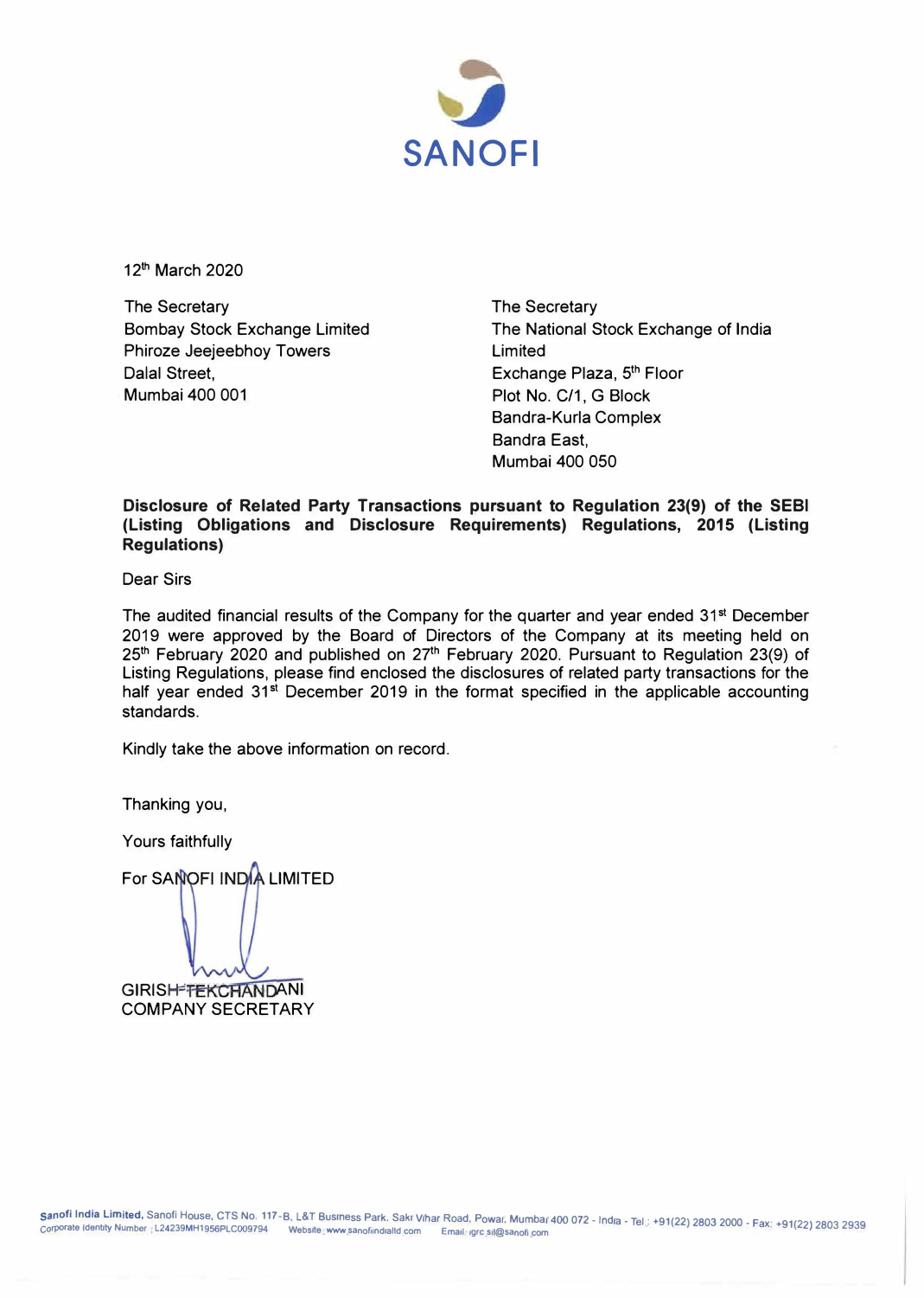SANOFI

12th March 2020

The Secretary
Bombay Stock Exchange Limited
Phiroze Jeejeebhoy Towers
Dalal Street,
Mumbai 400 001

The Secretary
The National Stock Exchange of India Limited
Exchange Plaza, 5th Floor
Plot No. C/1, G Block
Bandra-Kurla Complex
Bandra East,
Mumbai 400 050

**Disclosure of Related Party Transactions pursuant to Regulation 23(9) of the SEBI (Listing Obligations and Disclosure Requirements) Regulations, 2015 (Listing Regulations)**

Dear Sirs

The audited financial results of the Company for the quarter and year ended 31st December 2019 were approved by the Board of Directors of the Company at its meeting held on 25th February 2020 and published on 27th February 2020. Pursuant to Regulation 23(9) of Listing Regulations, please find enclosed the disclosures of related party transactions for the half year ended 31st December 2019 in the format specified in the applicable accounting standards.

Kindly take the above information on record.

Thanking you,

Yours faithfully

For SANOFI INDIA LIMITED

GIRISH TEKCHANDANI
COMPANY SECRETARY

Sanofi India Limited, Sanofi House, CTS No. 117-B, L&T Business Park, Saki Vihar Road, Powai, Mumbai 400 072 - India - Tel.: +91(22) 2803 2000 - Fax: +91(22) 2803 2939
Corporate Identity Number : L24239MH1956PLC009794 Website : www.sanofiindialtd.com Email: igrc.sil@sanofi.com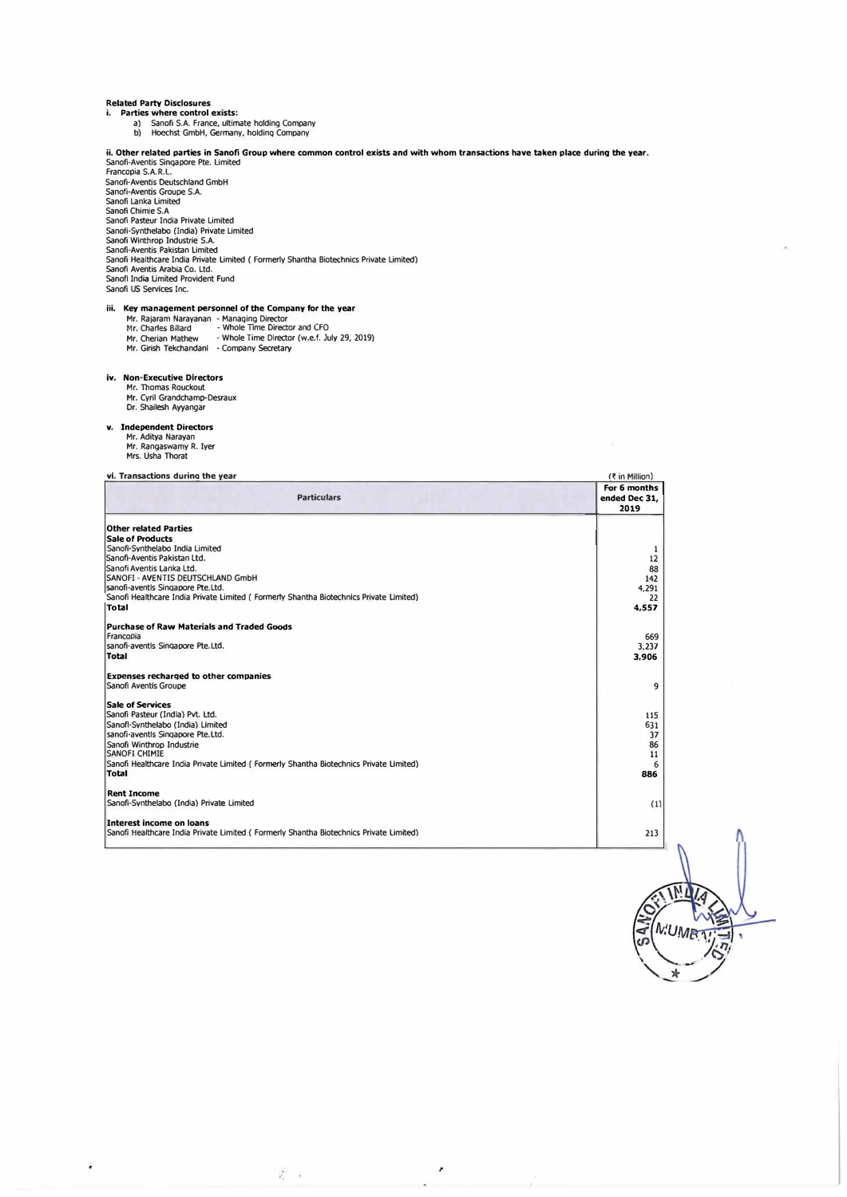**Related Party Disclosures**

**i. Parties where control exists:**

a) Sanofi S.A. France, ultimate holding Company
b) Hoechst GmbH, Germany, holding Company

**ii. Other related parties in Sanofi Group where common control exists and with whom transactions have taken place during the year.**

Sanofi-Aventis Singapore Pte. Limited
Francopia S.A.R.L.
Sanofi-Aventis Deutschland GmbH
Sanofi-Aventis Groupe S.A.
Sanofi Lanka Limited
Sanofi Chimie S.A
Sanofi Pasteur India Private Limited
Sanofi-Synthelabo (India) Private Limited
Sanofi Winthrop Industrie S.A.
Sanofi-Aventis Pakistan Limited
Sanofi Healthcare India Private Limited ( Formerly Shantha Biotechnics Private Limited)
Sanofi Aventis Arabia Co. Ltd.
Sanofi India Limited Provident Fund
Sanofi US Services Inc.

**iii. Key management personnel of the Company for the year**

Mr. Rajaram Narayanan - Managing Director
Mr. Charles Billard - Whole Time Director and CFO
Mr. Cherian Mathew - Whole Time Director (w.e.f. July 29, 2019)
Mr. Girish Tekchandani - Company Secretary

**iv. Non-Executive Directors**

Mr. Thomas Rouckout
Mr. Cyril Grandchamp-Desraux
Dr. Shailesh Ayyangar

**v. Independent Directors**

Mr. Aditya Narayan
Mr. Rangaswamy R. Iyer
Mrs. Usha Thorat

**vi. Transactions during the year**

(₹ in Million)

| Particulars | For 6 months ended Dec 31, 2019 |
|---|---|
| **Other related Parties** | |
| **Sale of Products** | |
| Sanofi-Synthelabo India Limited | 1 |
| Sanofi-Aventis Pakistan Ltd. | 12 |
| Sanofi Aventis Lanka Ltd. | 88 |
| SANOFI - AVENTIS DEUTSCHLAND GmbH | 142 |
| sanofi-aventis Singapore Pte.Ltd. | 4,291 |
| Sanofi Healthcare India Private Limited ( Formerly Shantha Biotechnics Private Limited) | 22 |
| **Total** | **4,557** |
| **Purchase of Raw Materials and Traded Goods** | |
| Francopia | 669 |
| sanofi-aventis Singapore Pte.Ltd. | 3,237 |
| **Total** | **3,906** |
| **Expenses recharged to other companies** | |
| Sanofi Aventis Groupe | 9 |
| **Sale of Services** | |
| Sanofi Pasteur (India) Pvt. Ltd. | 115 |
| Sanofi-Synthelabo (India) Limited | 631 |
| sanofi-aventis Singapore Pte.Ltd. | 37 |
| Sanofi Winthrop Industrie | 86 |
| SANOFI CHIMIE | 11 |
| Sanofi Healthcare India Private Limited ( Formerly Shantha Biotechnics Private Limited) | 6 |
| **Total** | **886** |
| **Rent Income** | |
| Sanofi-Synthelabo (India) Private Limited | (1) |
| **Interest income on loans** | |
| Sanofi Healthcare India Private Limited ( Formerly Shantha Biotechnics Private Limited) | 213 |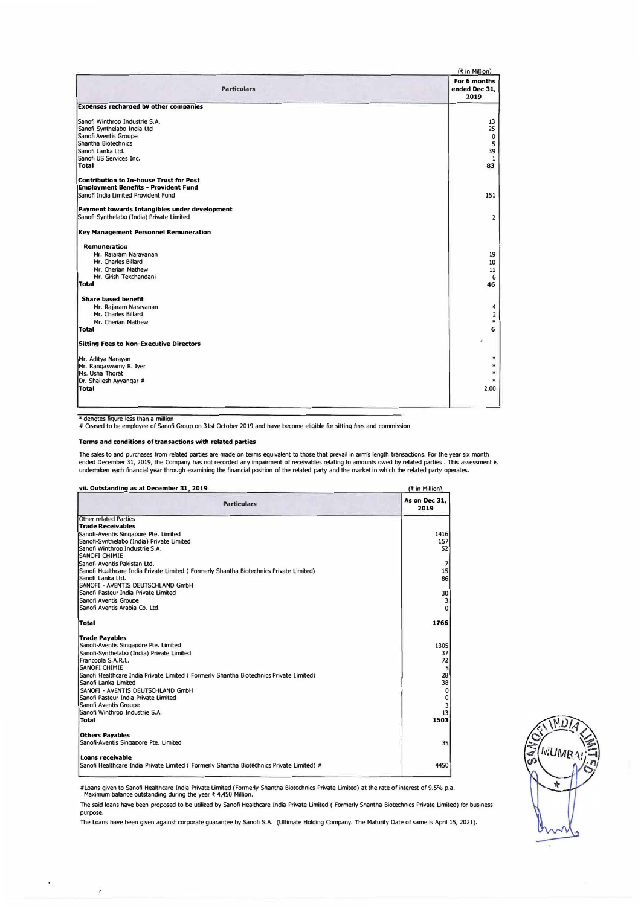(₹ in Million)

| Particulars | For 6 months ended Dec 31, 2019 |
|---|---|
| **Expenses recharged by other companies** | |
| Sanofi Winthrop Industrie S.A. | 13 |
| Sanofi Synthelabo India Ltd | 25 |
| Sanofi Aventis Groupe | 0 |
| Shantha Biotechnics | 5 |
| Sanofi Lanka Ltd. | 39 |
| Sanofi US Services Inc. | 1 |
| **Total** | **83** |
| **Contribution to In-house Trust for Post Employment Benefits - Provident Fund** | |
| Sanofi India Limited Provident Fund | 151 |
| **Payment towards Intangibles under development** | |
| Sanofi-Synthelabo (India) Private Limited | 2 |
| **Key Management Personnel Remuneration** | |
| **Remuneration** | |
| Mr. Rajaram Narayanan | 19 |
| Mr. Charles Billard | 10 |
| Mr. Cherian Mathew | 11 |
| Mr. Girish Tekchandani | 6 |
| **Total** | **46** |
| **Share based benefit** | |
| Mr. Rajaram Narayanan | 4 |
| Mr. Charles Billard | 2 |
| Mr. Cherian Mathew | * |
| **Total** | **6** |
| **Sitting Fees to Non-Executive Directors** | |
| Mr. Aditya Narayan | * |
| Mr. Rangaswamy R. Iyer | * |
| Ms. Usha Thorat | * |
| Dr. Shailesh Ayyangar # | * |
| **Total** | 2.00 |

* denotes figure less than a million

# Ceased to be employee of Sanofi Group on 31st October 2019 and have become eligible for sitting fees and commission

**Terms and conditions of transactions with related parties**

The sales to and purchases from related parties are made on terms equivalent to those that prevail in arm's length transactions. For the year six month ended December 31, 2019, the Company has not recorded any impairment of receivables relating to amounts owed by related parties . This assessment is undertaken each financial year through examining the financial position of the related party and the market in which the related party operates.

**vii. Outstanding as at December 31, 2019**

(₹ in Million)

| Particulars | As on Dec 31, 2019 |
|---|---|
| Other related Parties | |
| **Trade Receivables** | |
| Sanofi-Aventis Singapore Pte. Limited | 1416 |
| Sanofi-Synthelabo (India) Private Limited | 157 |
| Sanofi Winthrop Industrie S.A. | 52 |
| SANOFI CHIMIE | |
| Sanofi-Aventis Pakistan Ltd. | 7 |
| Sanofi Healthcare India Private Limited ( Formerly Shantha Biotechnics Private Limited) | 15 |
| Sanofi Lanka Ltd. | 86 |
| SANOFI - AVENTIS DEUTSCHLAND GmbH | |
| Sanofi Pasteur India Private Limited | 30 |
| Sanofi Aventis Groupe | 3 |
| Sanofi Aventis Arabia Co. Ltd. | 0 |
| **Total** | **1766** |
| **Trade Payables** | |
| Sanofi-Aventis Singapore Pte. Limited | 1305 |
| Sanofi-Synthelabo (India) Private Limited | 37 |
| Francopla S.A.R.L. | 72 |
| SANOFI CHIMIE | 5 |
| Sanofi Healthcare India Private Limited ( Formerly Shantha Biotechnics Private Limited) | 28 |
| Sanofi Lanka Limited | 38 |
| SANOFI - AVENTIS DEUTSCHLAND GmbH | 0 |
| Sanofi Pasteur India Private Limited | 0 |
| Sanofi Aventis Groupe | 3 |
| Sanofi Winthrop Industrie S.A. | 13 |
| **Total** | **1503** |
| **Others Payables** | |
| Sanofi-Aventis Singapore Pte. Limited | 35 |
| **Loans receivable** | |
| Sanofi Healthcare India Private Limited ( Formerly Shantha Biotechnics Private Limited) # | 4450 |

#Loans given to Sanofi Healthcare India Private Limited (Formerly Shantha Biotechnics Private Limited) at the rate of interest of 9.5% p.a. Maximum balance outstanding during the year ₹ 4,450 Million.

The said loans have been proposed to be utilized by Sanofi Healthcare India Private Limited ( Formerly Shantha Biotechnics Private Limited) for business purpose.

The Loans have been given against corporate guarantee by Sanofi S.A. (Ultimate Holding Company. The Maturity Date of same is April 15, 2021).